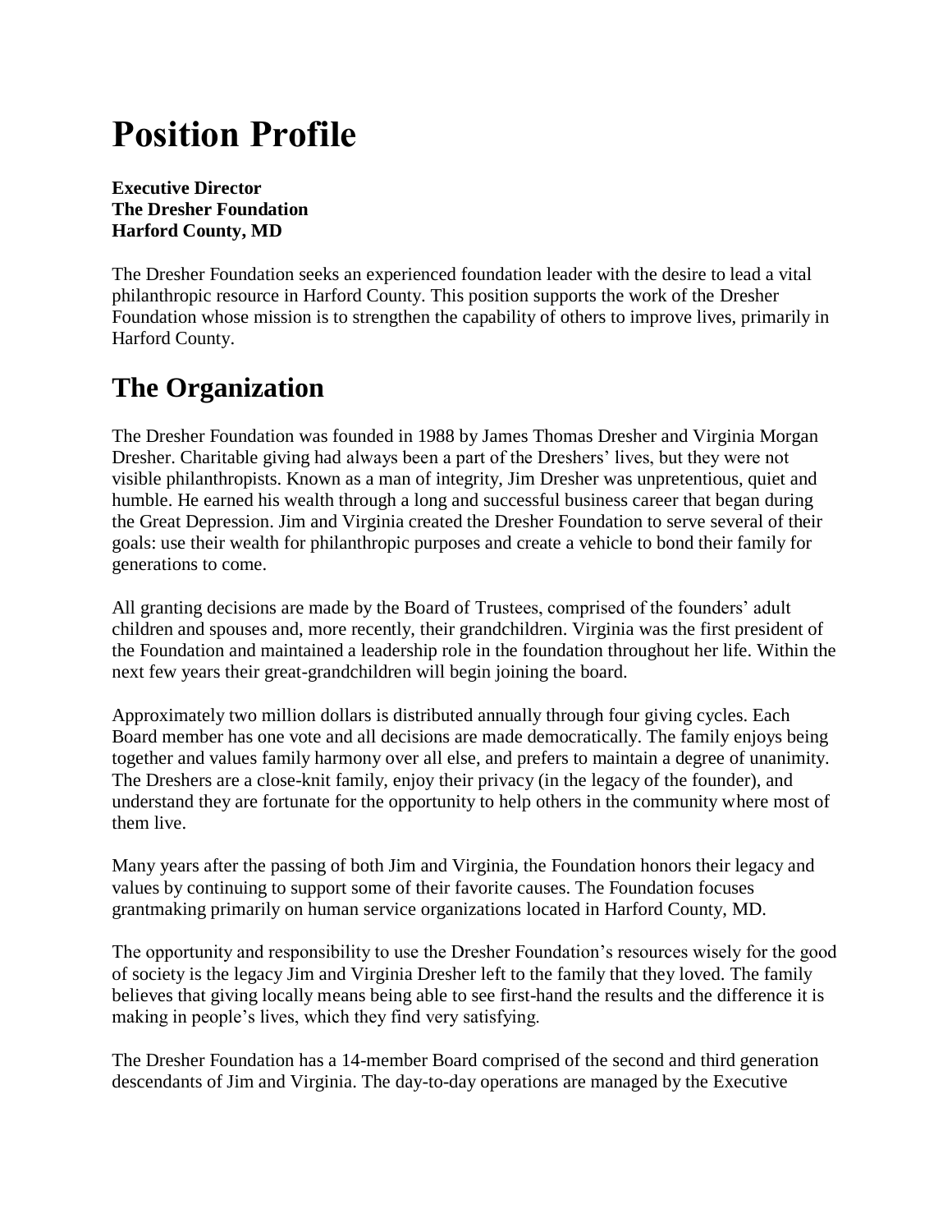# Position Profile

**Executive Director**
**The Dresher Foundation**
**Harford County, MD**

The Dresher Foundation seeks an experienced foundation leader with the desire to lead a vital philanthropic resource in Harford County. This position supports the work of the Dresher Foundation whose mission is to strengthen the capability of others to improve lives, primarily in Harford County.

## The Organization

The Dresher Foundation was founded in 1988 by James Thomas Dresher and Virginia Morgan Dresher. Charitable giving had always been a part of the Dreshers' lives, but they were not visible philanthropists. Known as a man of integrity, Jim Dresher was unpretentious, quiet and humble. He earned his wealth through a long and successful business career that began during the Great Depression. Jim and Virginia created the Dresher Foundation to serve several of their goals: use their wealth for philanthropic purposes and create a vehicle to bond their family for generations to come.

All granting decisions are made by the Board of Trustees, comprised of the founders' adult children and spouses and, more recently, their grandchildren. Virginia was the first president of the Foundation and maintained a leadership role in the foundation throughout her life. Within the next few years their great-grandchildren will begin joining the board.

Approximately two million dollars is distributed annually through four giving cycles. Each Board member has one vote and all decisions are made democratically. The family enjoys being together and values family harmony over all else, and prefers to maintain a degree of unanimity. The Dreshers are a close-knit family, enjoy their privacy (in the legacy of the founder), and understand they are fortunate for the opportunity to help others in the community where most of them live.

Many years after the passing of both Jim and Virginia, the Foundation honors their legacy and values by continuing to support some of their favorite causes. The Foundation focuses grantmaking primarily on human service organizations located in Harford County, MD.

The opportunity and responsibility to use the Dresher Foundation's resources wisely for the good of society is the legacy Jim and Virginia Dresher left to the family that they loved. The family believes that giving locally means being able to see first-hand the results and the difference it is making in people's lives, which they find very satisfying.

The Dresher Foundation has a 14-member Board comprised of the second and third generation descendants of Jim and Virginia. The day-to-day operations are managed by the Executive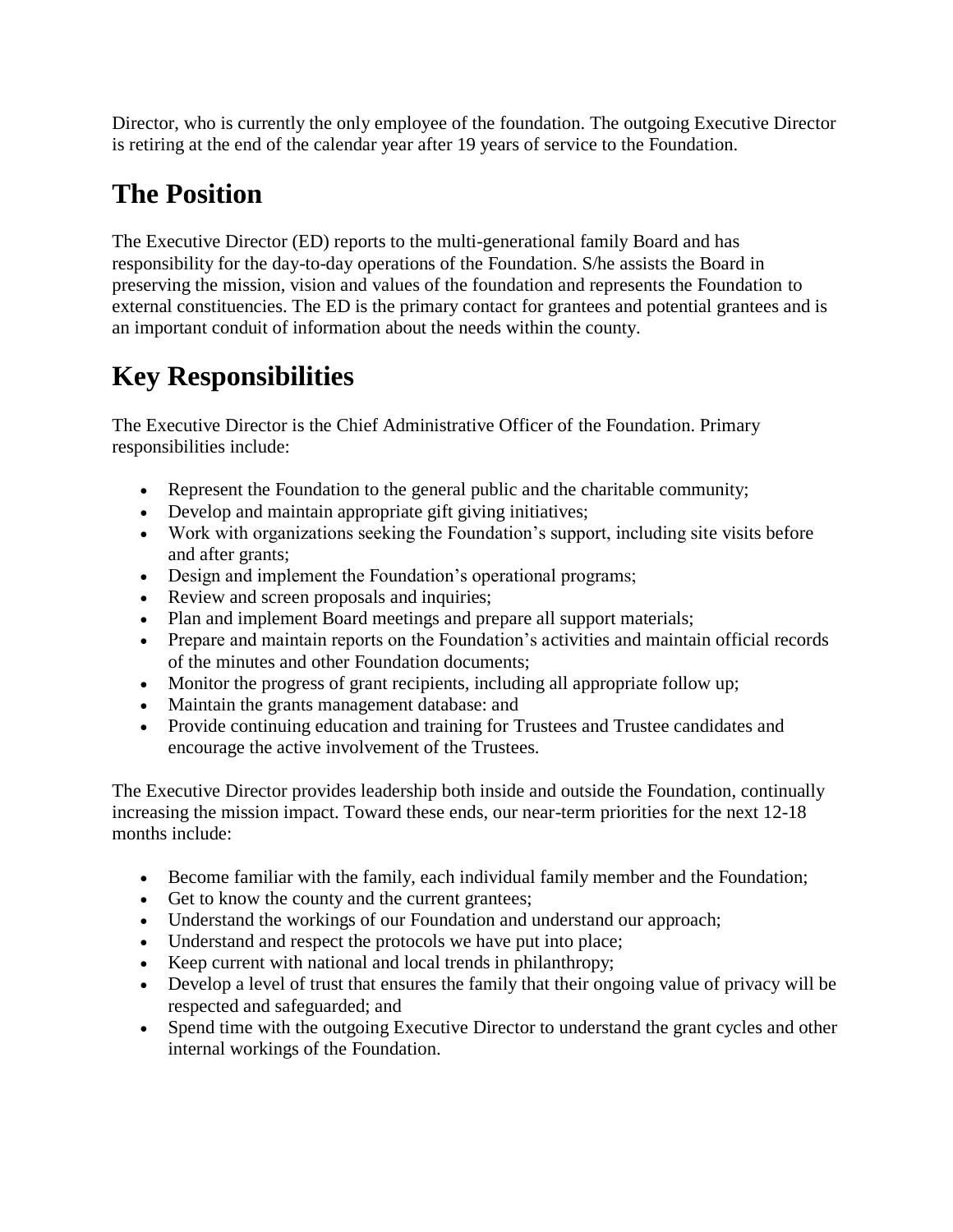Director, who is currently the only employee of the foundation. The outgoing Executive Director is retiring at the end of the calendar year after 19 years of service to the Foundation.

## The Position

The Executive Director (ED) reports to the multi-generational family Board and has responsibility for the day-to-day operations of the Foundation. S/he assists the Board in preserving the mission, vision and values of the foundation and represents the Foundation to external constituencies. The ED is the primary contact for grantees and potential grantees and is an important conduit of information about the needs within the county.

## Key Responsibilities

The Executive Director is the Chief Administrative Officer of the Foundation. Primary responsibilities include:

- Represent the Foundation to the general public and the charitable community;
- Develop and maintain appropriate gift giving initiatives;
- Work with organizations seeking the Foundation's support, including site visits before and after grants;
- Design and implement the Foundation's operational programs;
- Review and screen proposals and inquiries;
- Plan and implement Board meetings and prepare all support materials;
- Prepare and maintain reports on the Foundation's activities and maintain official records of the minutes and other Foundation documents;
- Monitor the progress of grant recipients, including all appropriate follow up;
- Maintain the grants management database: and
- Provide continuing education and training for Trustees and Trustee candidates and encourage the active involvement of the Trustees.

The Executive Director provides leadership both inside and outside the Foundation, continually increasing the mission impact. Toward these ends, our near-term priorities for the next 12-18 months include:

- Become familiar with the family, each individual family member and the Foundation;
- Get to know the county and the current grantees;
- Understand the workings of our Foundation and understand our approach;
- Understand and respect the protocols we have put into place;
- Keep current with national and local trends in philanthropy;
- Develop a level of trust that ensures the family that their ongoing value of privacy will be respected and safeguarded; and
- Spend time with the outgoing Executive Director to understand the grant cycles and other internal workings of the Foundation.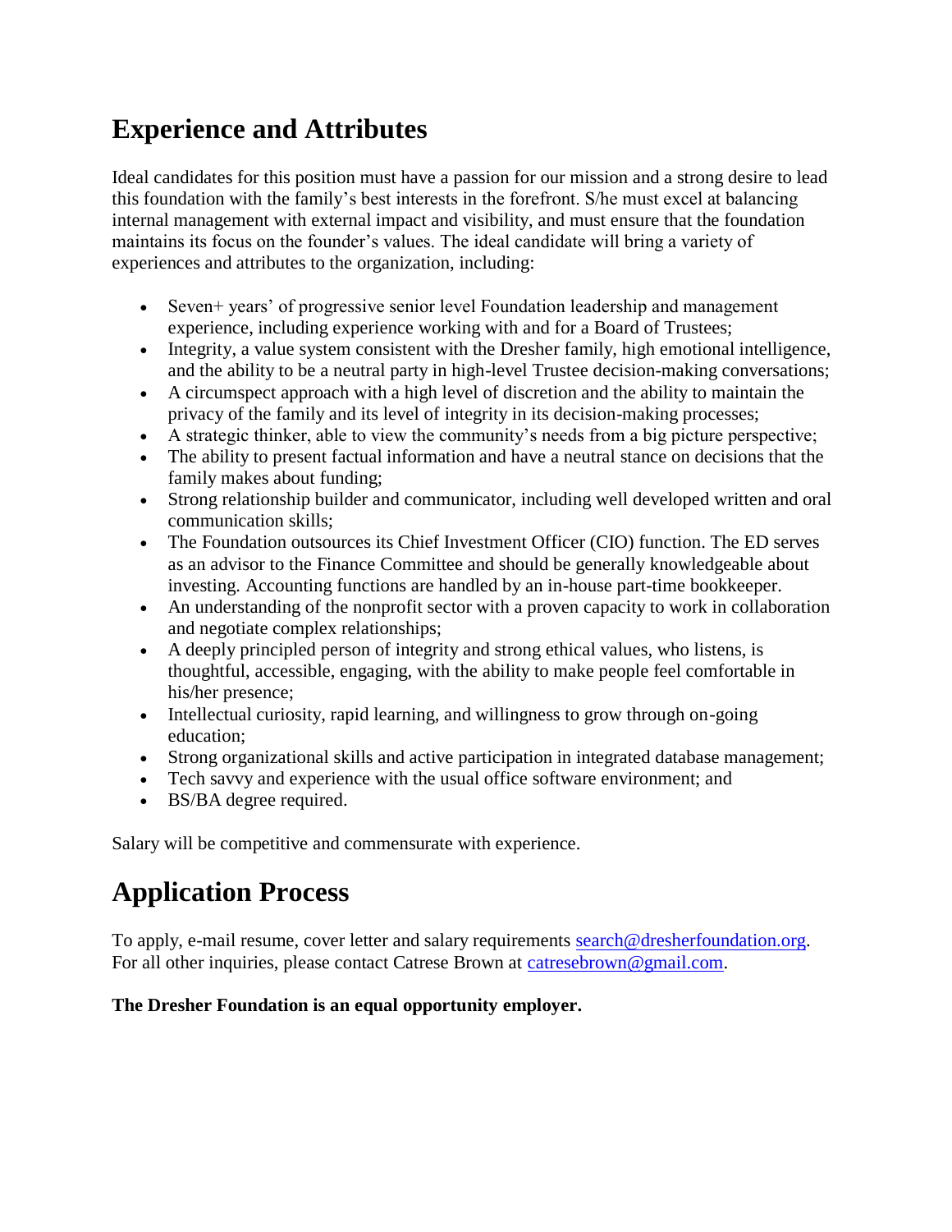## Experience and Attributes

Ideal candidates for this position must have a passion for our mission and a strong desire to lead this foundation with the family's best interests in the forefront. S/he must excel at balancing internal management with external impact and visibility, and must ensure that the foundation maintains its focus on the founder's values. The ideal candidate will bring a variety of experiences and attributes to the organization, including:

- Seven+ years' of progressive senior level Foundation leadership and management experience, including experience working with and for a Board of Trustees;
- Integrity, a value system consistent with the Dresher family, high emotional intelligence, and the ability to be a neutral party in high-level Trustee decision-making conversations;
- A circumspect approach with a high level of discretion and the ability to maintain the privacy of the family and its level of integrity in its decision-making processes;
- A strategic thinker, able to view the community's needs from a big picture perspective;
- The ability to present factual information and have a neutral stance on decisions that the family makes about funding;
- Strong relationship builder and communicator, including well developed written and oral communication skills;
- The Foundation outsources its Chief Investment Officer (CIO) function. The ED serves as an advisor to the Finance Committee and should be generally knowledgeable about investing. Accounting functions are handled by an in-house part-time bookkeeper.
- An understanding of the nonprofit sector with a proven capacity to work in collaboration and negotiate complex relationships;
- A deeply principled person of integrity and strong ethical values, who listens, is thoughtful, accessible, engaging, with the ability to make people feel comfortable in his/her presence;
- Intellectual curiosity, rapid learning, and willingness to grow through on-going education;
- Strong organizational skills and active participation in integrated database management;
- Tech savvy and experience with the usual office software environment; and
- BS/BA degree required.

Salary will be competitive and commensurate with experience.

## Application Process

To apply, e-mail resume, cover letter and salary requirements search@dresherfoundation.org. For all other inquiries, please contact Catrese Brown at catresebrown@gmail.com.

**The Dresher Foundation is an equal opportunity employer.**